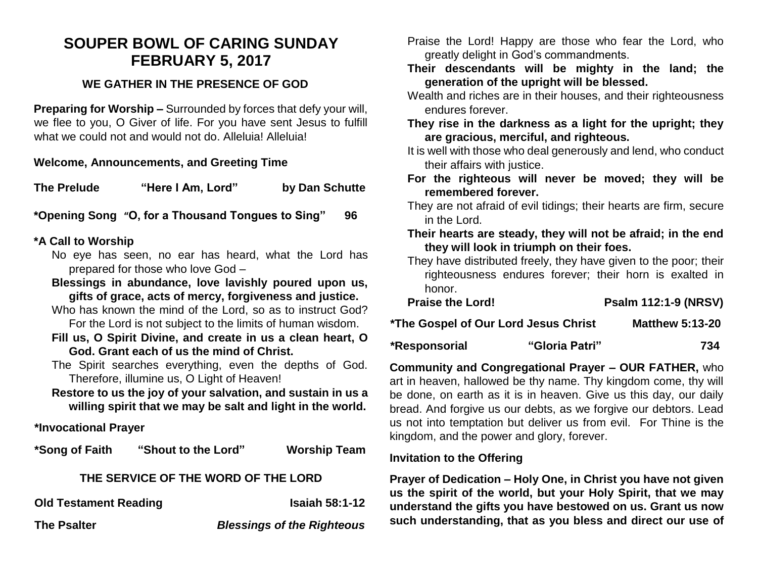# SOUPER BOWL OF CARING SUNDAY
# FEBRUARY 5, 2017

## WE GATHER IN THE PRESENCE OF GOD

**Preparing for Worship –** Surrounded by forces that defy your will, we flee to you, O Giver of life. For you have sent Jesus to fulfill what we could not and would not do. Alleluia! Alleluia!

**Welcome, Announcements, and Greeting Time**

**The Prelude** **"Here I Am, Lord"** **by Dan Schutte**

**\*Opening Song "O, for a Thousand Tongues to Sing" 96**

**\*A Call to Worship**

No eye has seen, no ear has heard, what the Lord has prepared for those who love God –

**Blessings in abundance, love lavishly poured upon us, gifts of grace, acts of mercy, forgiveness and justice.**

Who has known the mind of the Lord, so as to instruct God? For the Lord is not subject to the limits of human wisdom.

**Fill us, O Spirit Divine, and create in us a clean heart, O God. Grant each of us the mind of Christ.**

The Spirit searches everything, even the depths of God. Therefore, illumine us, O Light of Heaven!

**Restore to us the joy of your salvation, and sustain in us a willing spirit that we may be salt and light in the world.**

**\*Invocational Prayer**

**\*Song of Faith** **"Shout to the Lord"** **Worship Team**

## THE SERVICE OF THE WORD OF THE LORD

**Old Testament Reading** **Isaiah 58:1-12**

**The Psalter** ***Blessings of the Righteous***

Praise the Lord! Happy are those who fear the Lord, who greatly delight in God's commandments.

**Their descendants will be mighty in the land; the generation of the upright will be blessed.**

Wealth and riches are in their houses, and their righteousness endures forever.

**They rise in the darkness as a light for the upright; they are gracious, merciful, and righteous.**

It is well with those who deal generously and lend, who conduct their affairs with justice.

**For the righteous will never be moved; they will be remembered forever.**

They are not afraid of evil tidings; their hearts are firm, secure in the Lord.

**Their hearts are steady, they will not be afraid; in the end they will look in triumph on their foes.**

They have distributed freely, they have given to the poor; their righteousness endures forever; their horn is exalted in honor.

**Praise the Lord!** **Psalm 112:1-9 (NRSV)**

**\*The Gospel of Our Lord Jesus Christ** **Matthew 5:13-20**

**\*Responsorial** **"Gloria Patri"** **734**

**Community and Congregational Prayer – OUR FATHER,** who art in heaven, hallowed be thy name. Thy kingdom come, thy will be done, on earth as it is in heaven. Give us this day, our daily bread. And forgive us our debts, as we forgive our debtors. Lead us not into temptation but deliver us from evil. For Thine is the kingdom, and the power and glory, forever.

**Invitation to the Offering**

**Prayer of Dedication – Holy One, in Christ you have not given us the spirit of the world, but your Holy Spirit, that we may understand the gifts you have bestowed on us. Grant us now such understanding, that as you bless and direct our use of**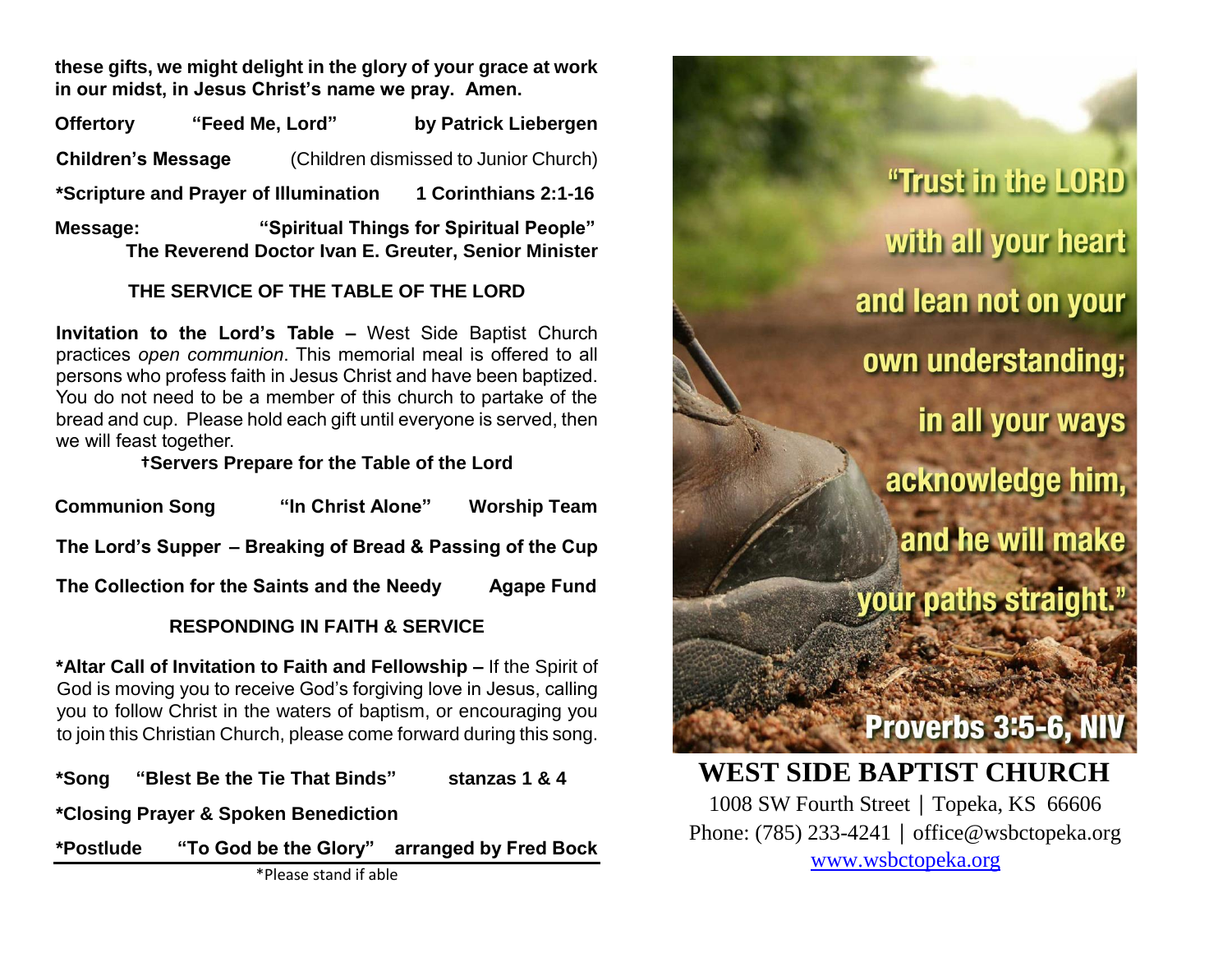these gifts, we might delight in the glory of your grace at work in our midst, in Jesus Christ's name we pray. Amen.

**Offertory** **"Feed Me, Lord"** **by Patrick Liebergen**

**Children's Message** (Children dismissed to Junior Church)

**\*Scripture and Prayer of Illumination** **1 Corinthians 2:1-16**

**Message:** **"Spiritual Things for Spiritual People"**
**The Reverend Doctor Ivan E. Greuter, Senior Minister**

## THE SERVICE OF THE TABLE OF THE LORD

**Invitation to the Lord's Table –** West Side Baptist Church practices *open communion*. This memorial meal is offered to all persons who profess faith in Jesus Christ and have been baptized. You do not need to be a member of this church to partake of the bread and cup. Please hold each gift until everyone is served, then we will feast together.

**†Servers Prepare for the Table of the Lord**

**Communion Song** **"In Christ Alone"** **Worship Team**

**The Lord's Supper – Breaking of Bread & Passing of the Cup**

**The Collection for the Saints and the Needy** **Agape Fund**

## RESPONDING IN FAITH & SERVICE

**\*Altar Call of Invitation to Faith and Fellowship –** If the Spirit of God is moving you to receive God's forgiving love in Jesus, calling you to follow Christ in the waters of baptism, or encouraging you to join this Christian Church, please come forward during this song.

**\*Song** **"Blest Be the Tie That Binds"** **stanzas 1 & 4**

**\*Closing Prayer & Spoken Benediction**

**\*Postlude** **"To God be the Glory"** **arranged by Fred Bock**

\*Please stand if able

"Trust in the LORD with all your heart and lean not on your own understanding; in all your ways acknowledge him, and he will make your paths straight."

Proverbs 3:5-6, NIV

# WEST SIDE BAPTIST CHURCH

1008 SW Fourth Street | Topeka, KS 66606
Phone: (785) 233-4241 | office@wsbctopeka.org
www.wsbctopeka.org